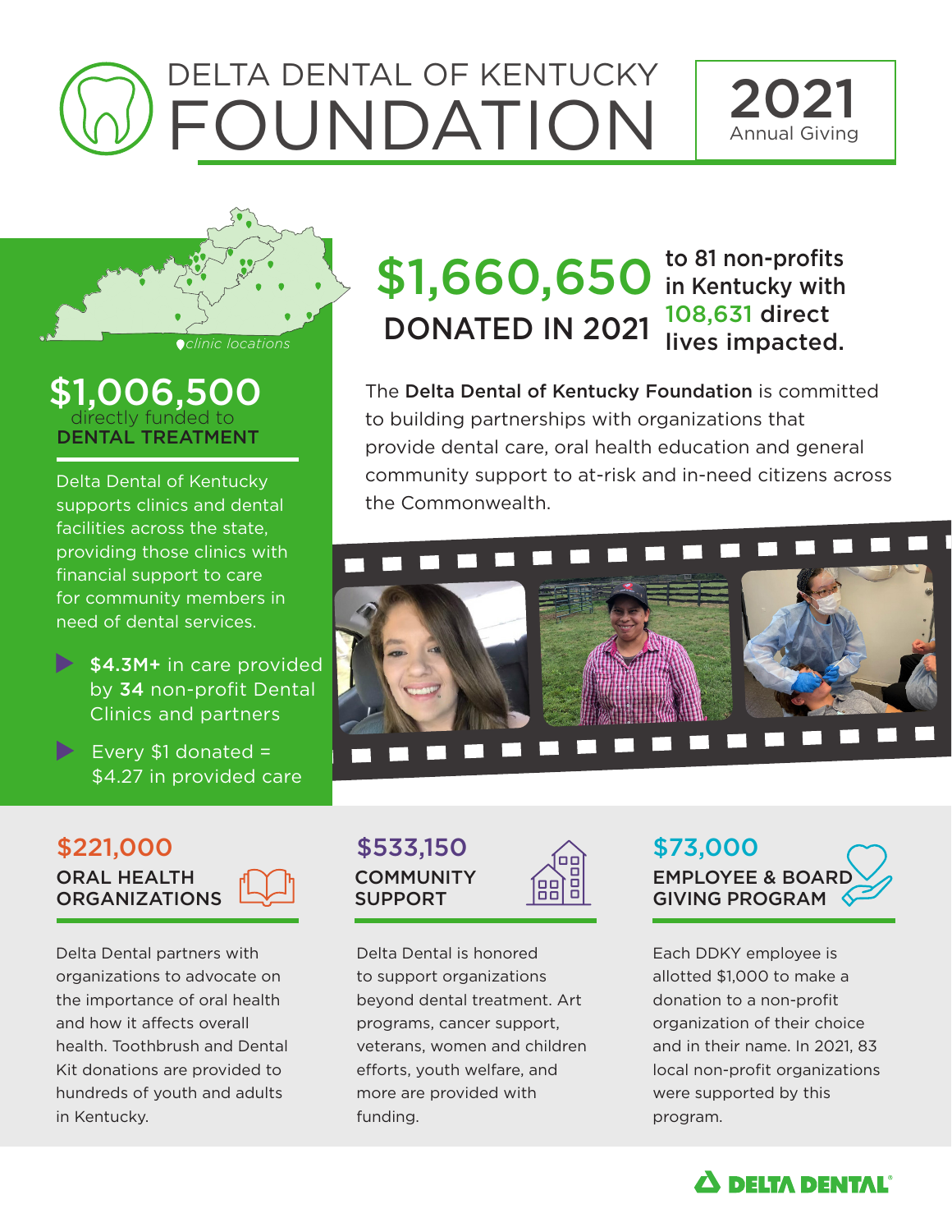# DELTA DENTAL OF KENTUCKY FOUNDATION

**2021** Annual Giving

clinic locations

## $1,006,500 directly funded to DENTAL TREATMENT

Delta Dental of Kentucky supports clinics and dental facilities across the state, providing those clinics with financial support to care for community members in need of dental services.

- **$4.3M+** in care provided by **34** non-profit Dental Clinics and partners
- Every $1 donated = $4.27 in provided care

## $1,660,650 DONATED IN 2021

to 81 non-profits in Kentucky with 108,631 direct lives impacted.

The **Delta Dental of Kentucky Foundation** is committed to building partnerships with organizations that provide dental care, oral health education and general community support to at-risk and in-need citizens across the Commonwealth.

### $221,000 ORAL HEALTH ORGANIZATIONS

Delta Dental partners with organizations to advocate on the importance of oral health and how it affects overall health. Toothbrush and Dental Kit donations are provided to hundreds of youth and adults in Kentucky.

### $533,150 COMMUNITY SUPPORT

Delta Dental is honored to support organizations beyond dental treatment. Art programs, cancer support, veterans, women and children efforts, youth welfare, and more are provided with funding.

### $73,000 EMPLOYEE & BOARD GIVING PROGRAM

Each DDKY employee is allotted $1,000 to make a donation to a non-profit organization of their choice and in their name. In 2021, 83 local non-profit organizations were supported by this program.

DELTA DENTAL®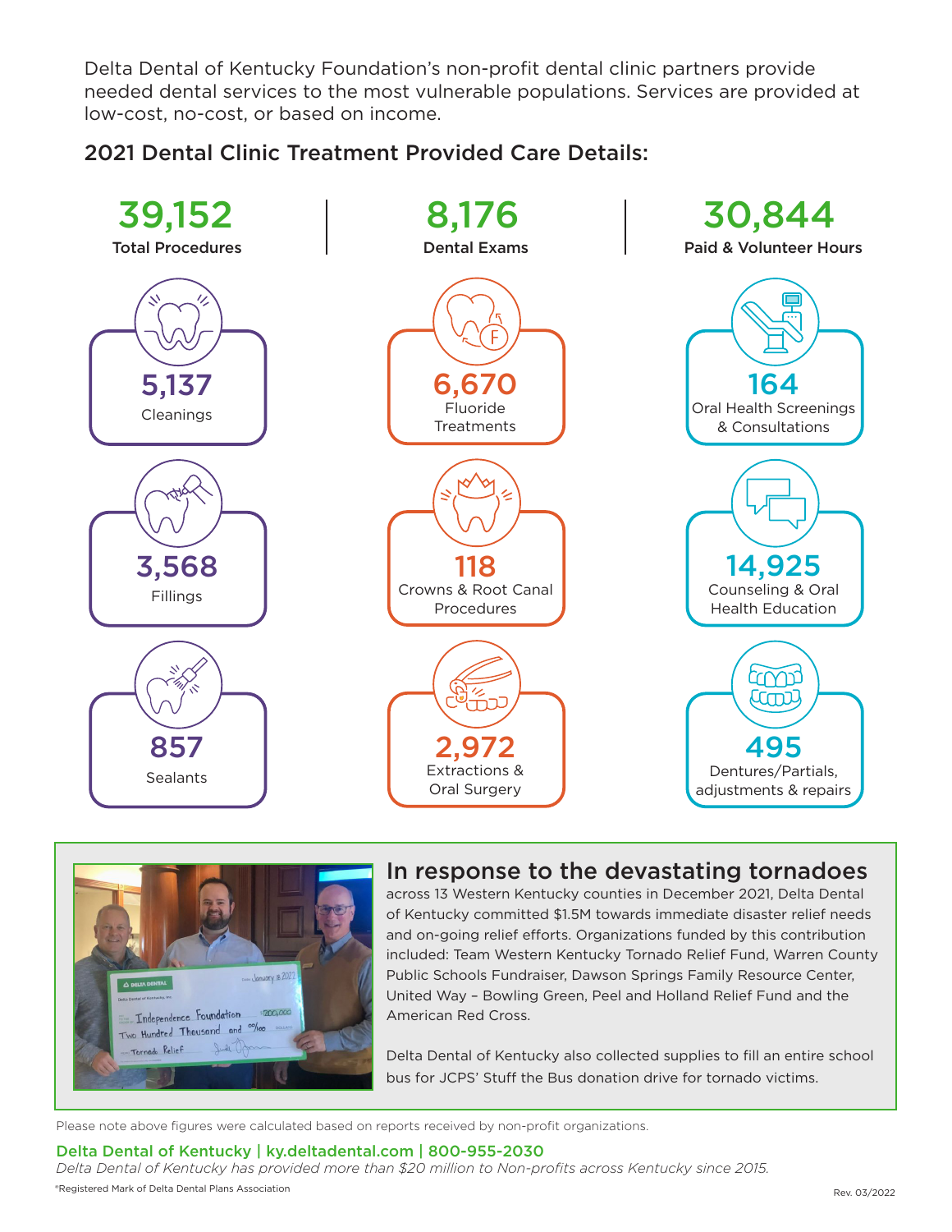Delta Dental of Kentucky Foundation's non-profit dental clinic partners provide needed dental services to the most vulnerable populations. Services are provided at low-cost, no-cost, or based on income.

## 2021 Dental Clinic Treatment Provided Care Details:

**39,152**
Total Procedures

**8,176**
Dental Exams

**30,844**
Paid & Volunteer Hours

**5,137**
Cleanings

**6,670**
Fluoride Treatments

**164**
Oral Health Screenings & Consultations

**3,568**
Fillings

**118**
Crowns & Root Canal Procedures

**14,925**
Counseling & Oral Health Education

**857**
Sealants

**2,972**
Extractions & Oral Surgery

**495**
Dentures/Partials, adjustments & repairs

## In response to the devastating tornadoes

across 13 Western Kentucky counties in December 2021, Delta Dental of Kentucky committed $1.5M towards immediate disaster relief needs and on-going relief efforts. Organizations funded by this contribution included: Team Western Kentucky Tornado Relief Fund, Warren County Public Schools Fundraiser, Dawson Springs Family Resource Center, United Way – Bowling Green, Peel and Holland Relief Fund and the American Red Cross.

Delta Dental of Kentucky also collected supplies to fill an entire school bus for JCPS' Stuff the Bus donation drive for tornado victims.

Please note above figures were calculated based on reports received by non-profit organizations.

**Delta Dental of Kentucky | ky.deltadental.com | 800-955-2030**

*Delta Dental of Kentucky has provided more than $20 million to Non-profits across Kentucky since 2015.*

*Registered Mark of Delta Dental Plans Association

Rev. 03/2022